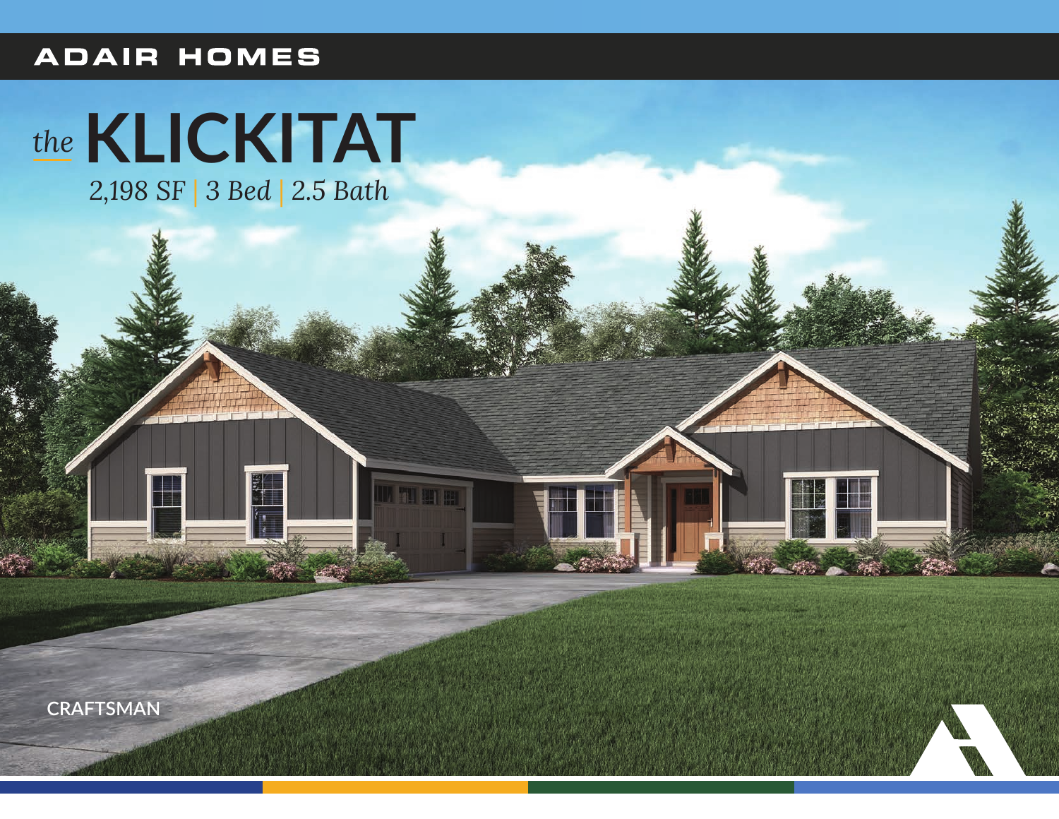ADAIR HOMES

# *the* KLICKITAT

*2,198 SF | 3 Bed | 2.5 Bath*

CRAFTSMAN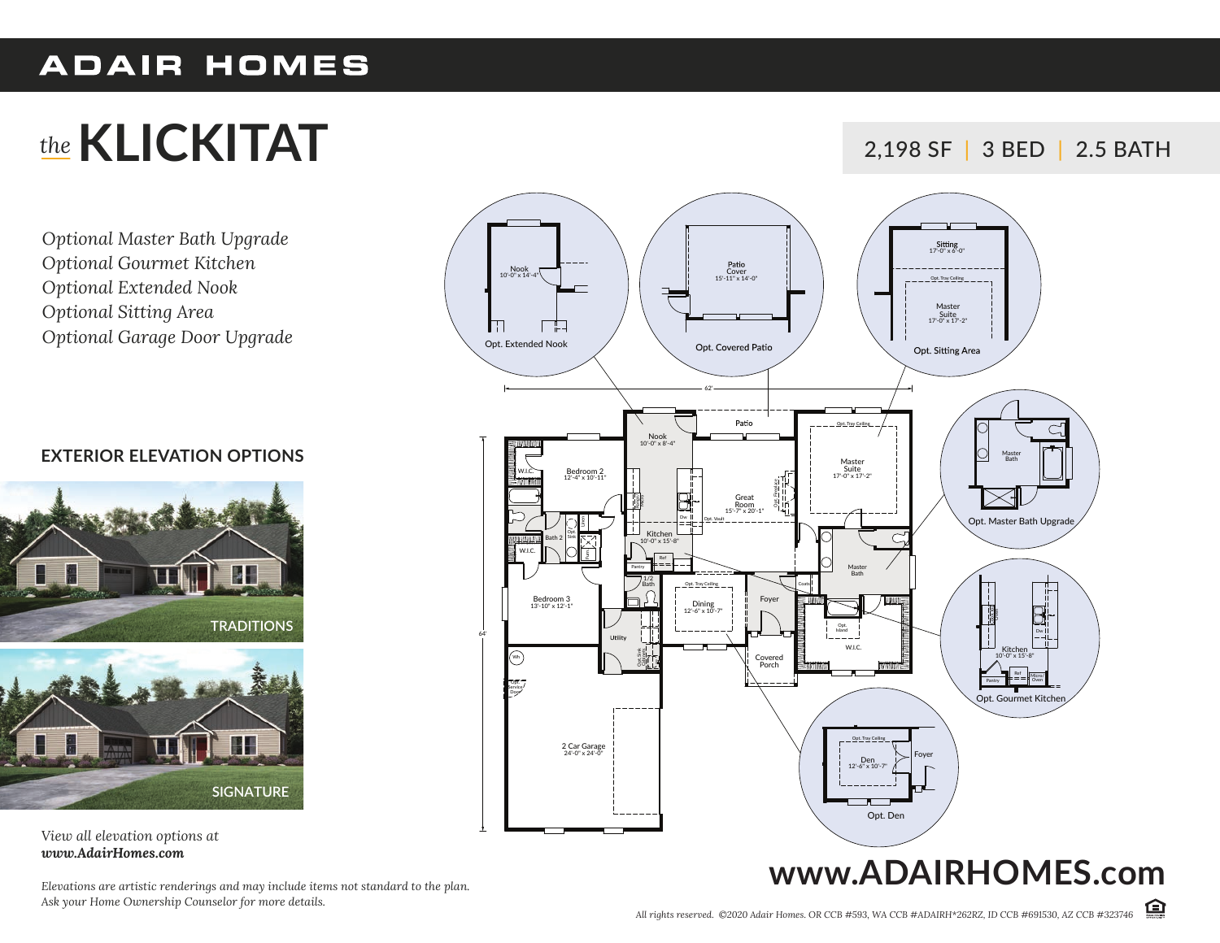# ADAIR HOMES

# *the* KLICKITAT

2,198 SF | 3 BED | 2.5 BATH

*Optional Master Bath Upgrade*
*Optional Gourmet Kitchen*
*Optional Extended Nook*
*Optional Sitting Area*
*Optional Garage Door Upgrade*

## EXTERIOR ELEVATION OPTIONS

TRADITIONS

SIGNATURE

*View all elevation options at*
***www.AdairHomes.com***

*Elevations are artistic renderings and may include items not standard to the plan. Ask your Home Ownership Counselor for more details.*

Nook 10'-0" x 14'-4"
Opt. Extended Nook

Patio Cover 15'-11" x 14'-0"
Opt. Covered Patio

Sitting 17'-0" x 6'-0"
Opt. Tray Ceiling
Master Suite 17'-0" x 17'-2"
Opt. Sitting Area

62'
64'

Patio
Nook 10'-0" x 8'-4"
Bedroom 2 12'-4" x 10'-11"
W.I.C.
Bath 2
Opt. Sink
Linen
W.I.C.
Bedroom 3 13'-10" x 12'-1"
Great Room 15'-7" x 20'-1"
Opt. Vault
Opt. Fireplace
Kitchen 10'-0" x 15'-8"
Dw
Ref
Pantry
1/2 Bath
Opt. Tray Ceiling
Dining 12'-6" x 10'-7"
Utility
Foyer
Coats
Covered Porch
Opt. Tray Ceiling
Master Suite 17'-0" x 17'-2"
Master Bath
Opt. Island
W.I.C.
Wh
Opt. Service Door
2 Car Garage 24'-0" x 24'-0"

Master Bath
Opt. Master Bath Upgrade

Dw
Kitchen 10'-0" x 15'-8"
Pantry
Ref
Micro/Oven
Opt. Gourmet Kitchen

Opt. Tray Ceiling
Den 12'-6" x 10'-7"
Foyer
Opt. Den

# www.ADAIRHOMES.com

*All rights reserved. ©2020 Adair Homes. OR CCB #593, WA CCB #ADAIRH*262RZ, ID CCB #691530, AZ CCB #323746*